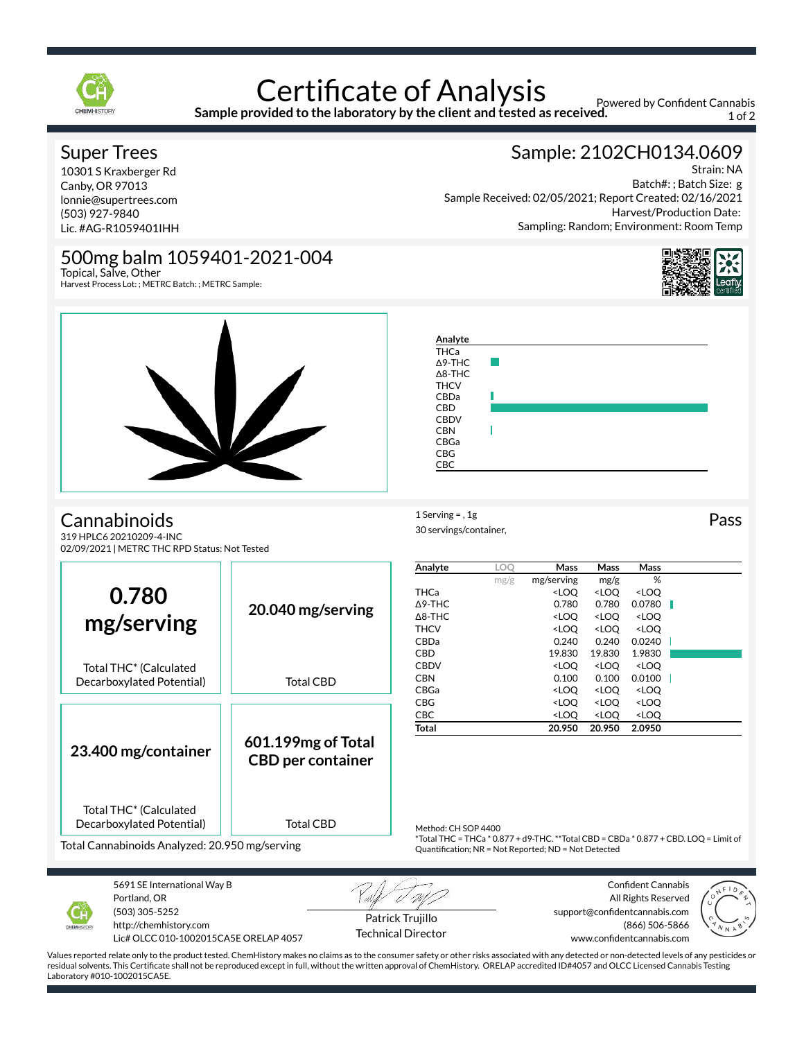# Certificate of Analysis

**Sample provided to the laboratory by the client and tested as received.**

Powered by Confident Cannabis

## Super Trees

10301 S Kraxberger Rd
Canby, OR 97013
lonnie@supertrees.com
(503) 927-9840
Lic. #AG-R1059401IHH

## Sample: 2102CH0134.0609

Strain: NA
Batch#: ; Batch Size: g
Sample Received: 02/05/2021; Report Created: 02/16/2021
Harvest/Production Date:
Sampling: Random; Environment: Room Temp

## 500mg balm 1059401-2021-004

Topical, Salve, Other
Harvest Process Lot: ; METRC Batch: ; METRC Sample:

## Cannabinoids

319 HPLC6 20210209-4-INC
02/09/2021 | METRC THC RPD Status: Not Tested

1 Serving = , 1g
30 servings/container,

Pass

| **0.780 mg/serving** | **20.040 mg/serving** |
|---|---|
| Total THC* (Calculated Decarboxylated Potential) | Total CBD |
| **23.400 mg/container** | **601.199mg of Total CBD per container** |
| Total THC* (Calculated Decarboxylated Potential) | Total CBD |

Total Cannabinoids Analyzed: 20.950 mg/serving

| Analyte | LOQ | Mass | Mass | Mass |
|---|---|---|---|---|
| | mg/g | mg/serving | mg/g | % |
| THCa | | <LOQ | <LOQ | <LOQ |
| Δ9-THC | | 0.780 | 0.780 | 0.0780 |
| Δ8-THC | | <LOQ | <LOQ | <LOQ |
| THCV | | <LOQ | <LOQ | <LOQ |
| CBDa | | 0.240 | 0.240 | 0.0240 |
| CBD | | 19.830 | 19.830 | 1.9830 |
| CBDV | | <LOQ | <LOQ | <LOQ |
| CBN | | 0.100 | 0.100 | 0.0100 |
| CBGa | | <LOQ | <LOQ | <LOQ |
| CBG | | <LOQ | <LOQ | <LOQ |
| CBC | | <LOQ | <LOQ | <LOQ |
| **Total** | | **20.950** | **20.950** | **2.0950** |

Method: CH SOP 4400
*Total THC = THCa * 0.877 + d9-THC. **Total CBD = CBDa * 0.877 + CBD. LOQ = Limit of Quantification; NR = Not Reported; ND = Not Detected

5691 SE International Way B
Portland, OR
(503) 305-5252
http://chemhistory.com
Lic# OLCC 010-1002015CA5E ORELAP 4057

Patrick Trujillo
Technical Director

Confident Cannabis
All Rights Reserved
support@confidentcannabis.com
(866) 506-5866
www.confidentcannabis.com

Values reported relate only to the product tested. ChemHistory makes no claims as to the consumer safety or other risks associated with any detected or non-detected levels of any pesticides or residual solvents. This Certificate shall not be reproduced except in full, without the written approval of ChemHistory. ORELAP accredited ID#4057 and OLCC Licensed Cannabis Testing Laboratory #010-1002015CA5E.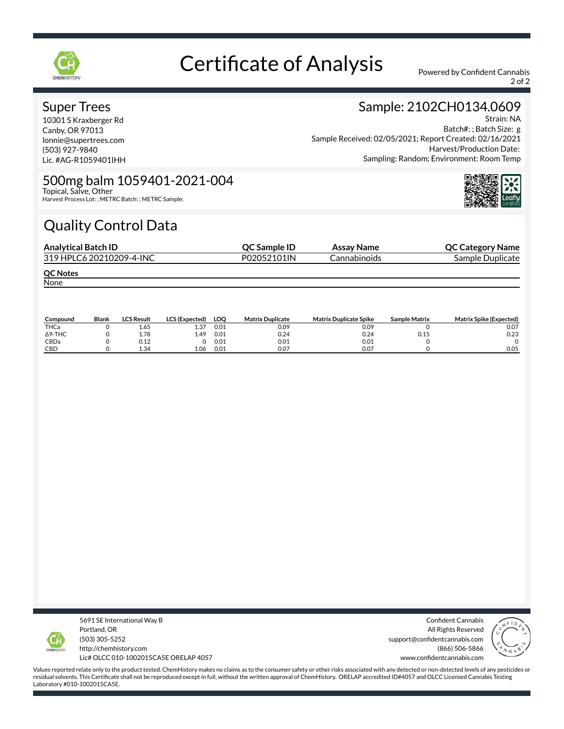# Certificate of Analysis

Powered by Confident Cannabis

## Super Trees

10301 S Kraxberger Rd
Canby, OR 97013
lonnie@supertrees.com
(503) 927-9840
Lic. #AG-R1059401IHH

## Sample: 2102CH0134.0609

Strain: NA
Batch#: ; Batch Size: g
Sample Received: 02/05/2021; Report Created: 02/16/2021
Harvest/Production Date:
Sampling: Random; Environment: Room Temp

## 500mg balm 1059401-2021-004

Topical, Salve, Other
Harvest Process Lot: ; METRC Batch: ; METRC Sample:

## Quality Control Data

| Analytical Batch ID | QC Sample ID | Assay Name | QC Category Name |
|---|---|---|---|
| 319 HPLC6 20210209-4-INC | P02052101IN | Cannabinoids | Sample Duplicate |

**QC Notes**

None

| Compound | Blank | LCS Result | LCS (Expected) | LOQ | Matrix Duplicate | Matrix Duplicate Spike | Sample Matrix | Matrix Spike (Expected) |
|---|---|---|---|---|---|---|---|---|
| THCa | 0 | 1.65 | 1.37 | 0.01 | 0.09 | 0.09 | 0 | 0.07 |
| Δ9-THC | 0 | 1.78 | 1.49 | 0.01 | 0.24 | 0.24 | 0.15 | 0.23 |
| CBDa | 0 | 0.12 | 0 | 0.01 | 0.01 | 0.01 | 0 | 0 |
| CBD | 0 | 1.34 | 1.06 | 0.01 | 0.07 | 0.07 | 0 | 0.05 |

5691 SE International Way B
Portland, OR
(503) 305-5252
http://chemhistory.com
Lic# OLCC 010-1002015CA5E ORELAP 4057

Confident Cannabis
All Rights Reserved
support@confidentcannabis.com
(866) 506-5866
www.confidentcannabis.com

Values reported relate only to the product tested. ChemHistory makes no claims as to the consumer safety or other risks associated with any detected or non-detected levels of any pesticides or residual solvents. This Certificate shall not be reproduced except in full, without the written approval of ChemHistory. ORELAP accredited ID#4057 and OLCC Licensed Cannabis Testing Laboratory #010-1002015CA5E.